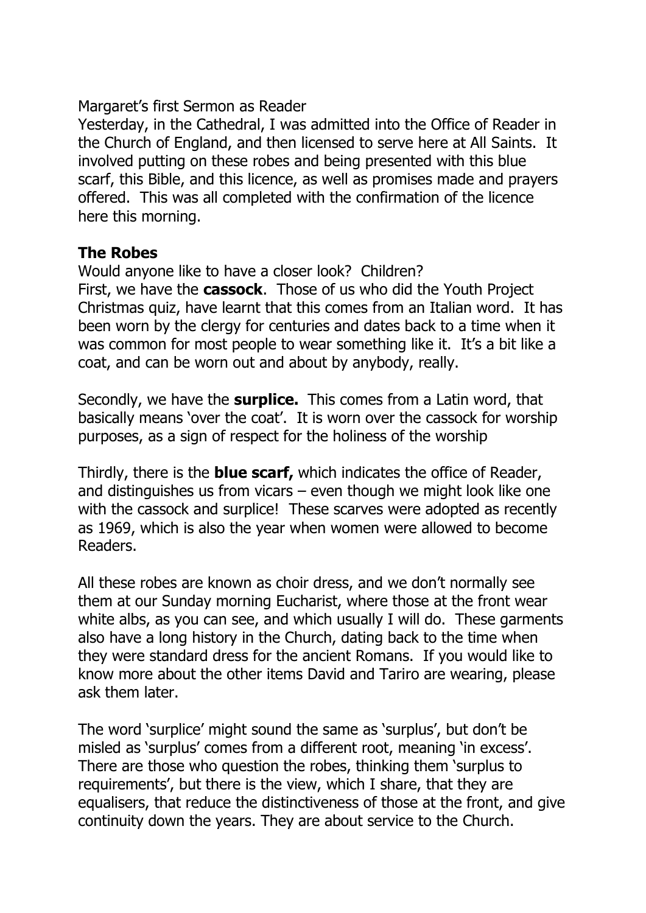Margaret’s first Sermon as Reader

Yesterday, in the Cathedral, I was admitted into the Office of Reader in the Church of England, and then licensed to serve here at All Saints. It involved putting on these robes and being presented with this blue scarf, this Bible, and this licence, as well as promises made and prayers offered. This was all completed with the confirmation of the licence here this morning.

## The Robes

Would anyone like to have a closer look? Children?

First, we have the **cassock**. Those of us who did the Youth Project Christmas quiz, have learnt that this comes from an Italian word. It has been worn by the clergy for centuries and dates back to a time when it was common for most people to wear something like it. It’s a bit like a coat, and can be worn out and about by anybody, really.

Secondly, we have the **surplice.** This comes from a Latin word, that basically means ‘over the coat’. It is worn over the cassock for worship purposes, as a sign of respect for the holiness of the worship

Thirdly, there is the **blue scarf,** which indicates the office of Reader, and distinguishes us from vicars – even though we might look like one with the cassock and surplice! These scarves were adopted as recently as 1969, which is also the year when women were allowed to become Readers.

All these robes are known as choir dress, and we don’t normally see them at our Sunday morning Eucharist, where those at the front wear white albs, as you can see, and which usually I will do. These garments also have a long history in the Church, dating back to the time when they were standard dress for the ancient Romans. If you would like to know more about the other items David and Tariro are wearing, please ask them later.

The word ‘surplice’ might sound the same as ‘surplus’, but don’t be misled as ‘surplus’ comes from a different root, meaning ‘in excess’. There are those who question the robes, thinking them ‘surplus to requirements’, but there is the view, which I share, that they are equalisers, that reduce the distinctiveness of those at the front, and give continuity down the years. They are about service to the Church.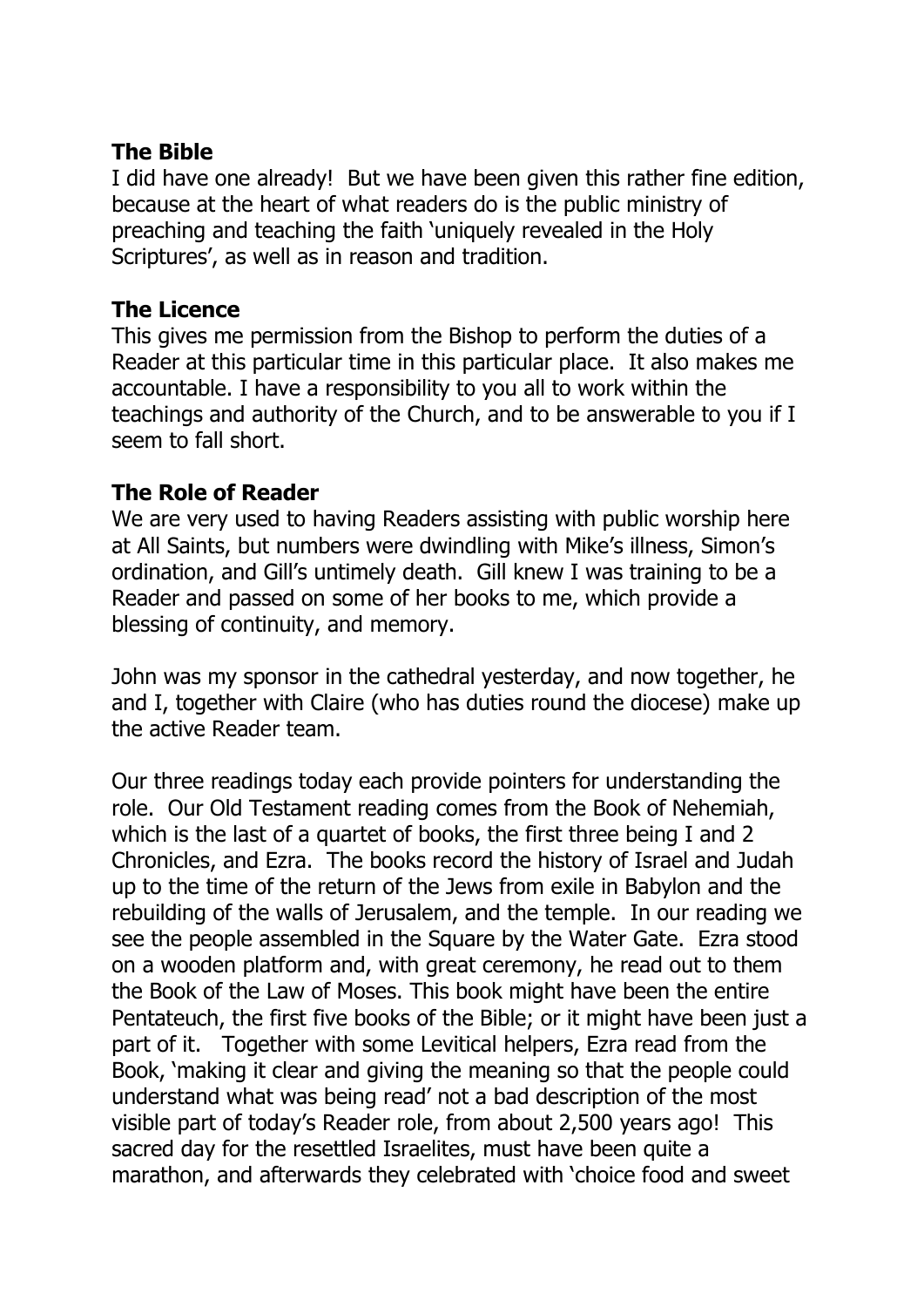**The Bible**

I did have one already! But we have been given this rather fine edition, because at the heart of what readers do is the public ministry of preaching and teaching the faith 'uniquely revealed in the Holy Scriptures', as well as in reason and tradition.

**The Licence**

This gives me permission from the Bishop to perform the duties of a Reader at this particular time in this particular place. It also makes me accountable. I have a responsibility to you all to work within the teachings and authority of the Church, and to be answerable to you if I seem to fall short.

**The Role of Reader**

We are very used to having Readers assisting with public worship here at All Saints, but numbers were dwindling with Mike's illness, Simon's ordination, and Gill's untimely death. Gill knew I was training to be a Reader and passed on some of her books to me, which provide a blessing of continuity, and memory.

John was my sponsor in the cathedral yesterday, and now together, he and I, together with Claire (who has duties round the diocese) make up the active Reader team.

Our three readings today each provide pointers for understanding the role. Our Old Testament reading comes from the Book of Nehemiah, which is the last of a quartet of books, the first three being I and 2 Chronicles, and Ezra. The books record the history of Israel and Judah up to the time of the return of the Jews from exile in Babylon and the rebuilding of the walls of Jerusalem, and the temple. In our reading we see the people assembled in the Square by the Water Gate. Ezra stood on a wooden platform and, with great ceremony, he read out to them the Book of the Law of Moses. This book might have been the entire Pentateuch, the first five books of the Bible; or it might have been just a part of it. Together with some Levitical helpers, Ezra read from the Book, 'making it clear and giving the meaning so that the people could understand what was being read' not a bad description of the most visible part of today's Reader role, from about 2,500 years ago! This sacred day for the resettled Israelites, must have been quite a marathon, and afterwards they celebrated with 'choice food and sweet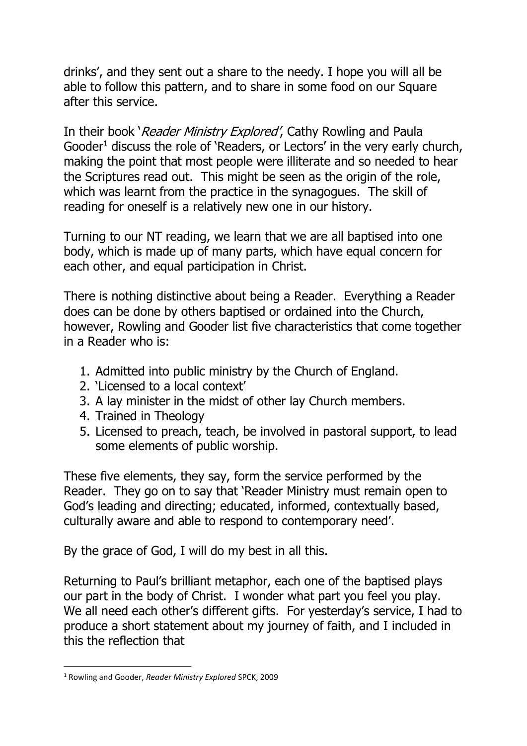drinks', and they sent out a share to the needy. I hope you will all be able to follow this pattern, and to share in some food on our Square after this service.

In their book '*Reader Ministry Explored*', Cathy Rowling and Paula Gooder[1] discuss the role of 'Readers, or Lectors' in the very early church, making the point that most people were illiterate and so needed to hear the Scriptures read out. This might be seen as the origin of the role, which was learnt from the practice in the synagogues. The skill of reading for oneself is a relatively new one in our history.

Turning to our NT reading, we learn that we are all baptised into one body, which is made up of many parts, which have equal concern for each other, and equal participation in Christ.

There is nothing distinctive about being a Reader. Everything a Reader does can be done by others baptised or ordained into the Church, however, Rowling and Gooder list five characteristics that come together in a Reader who is:

1. Admitted into public ministry by the Church of England.
2. 'Licensed to a local context'
3. A lay minister in the midst of other lay Church members.
4. Trained in Theology
5. Licensed to preach, teach, be involved in pastoral support, to lead some elements of public worship.

These five elements, they say, form the service performed by the Reader. They go on to say that 'Reader Ministry must remain open to God's leading and directing; educated, informed, contextually based, culturally aware and able to respond to contemporary need'.

By the grace of God, I will do my best in all this.

Returning to Paul's brilliant metaphor, each one of the baptised plays our part in the body of Christ. I wonder what part you feel you play. We all need each other's different gifts. For yesterday's service, I had to produce a short statement about my journey of faith, and I included in this the reflection that

---

[1] Rowling and Gooder, *Reader Ministry Explored* SPCK, 2009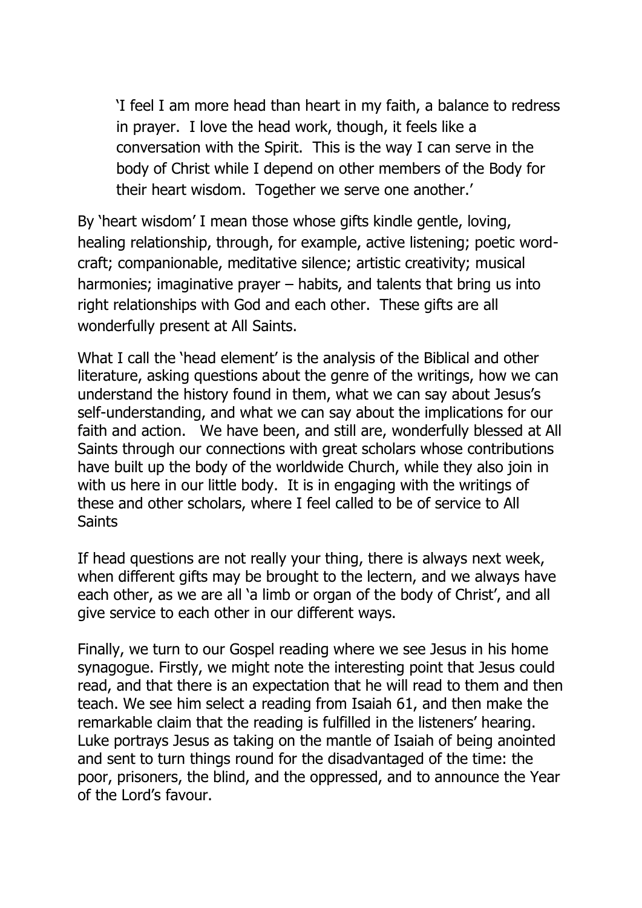> 'I feel I am more head than heart in my faith, a balance to redress in prayer. I love the head work, though, it feels like a conversation with the Spirit. This is the way I can serve in the body of Christ while I depend on other members of the Body for their heart wisdom. Together we serve one another.'

By 'heart wisdom' I mean those whose gifts kindle gentle, loving, healing relationship, through, for example, active listening; poetic word-craft; companionable, meditative silence; artistic creativity; musical harmonies; imaginative prayer – habits, and talents that bring us into right relationships with God and each other. These gifts are all wonderfully present at All Saints.

What I call the 'head element' is the analysis of the Biblical and other literature, asking questions about the genre of the writings, how we can understand the history found in them, what we can say about Jesus's self-understanding, and what we can say about the implications for our faith and action. We have been, and still are, wonderfully blessed at All Saints through our connections with great scholars whose contributions have built up the body of the worldwide Church, while they also join in with us here in our little body. It is in engaging with the writings of these and other scholars, where I feel called to be of service to All Saints

If head questions are not really your thing, there is always next week, when different gifts may be brought to the lectern, and we always have each other, as we are all 'a limb or organ of the body of Christ', and all give service to each other in our different ways.

Finally, we turn to our Gospel reading where we see Jesus in his home synagogue. Firstly, we might note the interesting point that Jesus could read, and that there is an expectation that he will read to them and then teach. We see him select a reading from Isaiah 61, and then make the remarkable claim that the reading is fulfilled in the listeners' hearing. Luke portrays Jesus as taking on the mantle of Isaiah of being anointed and sent to turn things round for the disadvantaged of the time: the poor, prisoners, the blind, and the oppressed, and to announce the Year of the Lord's favour.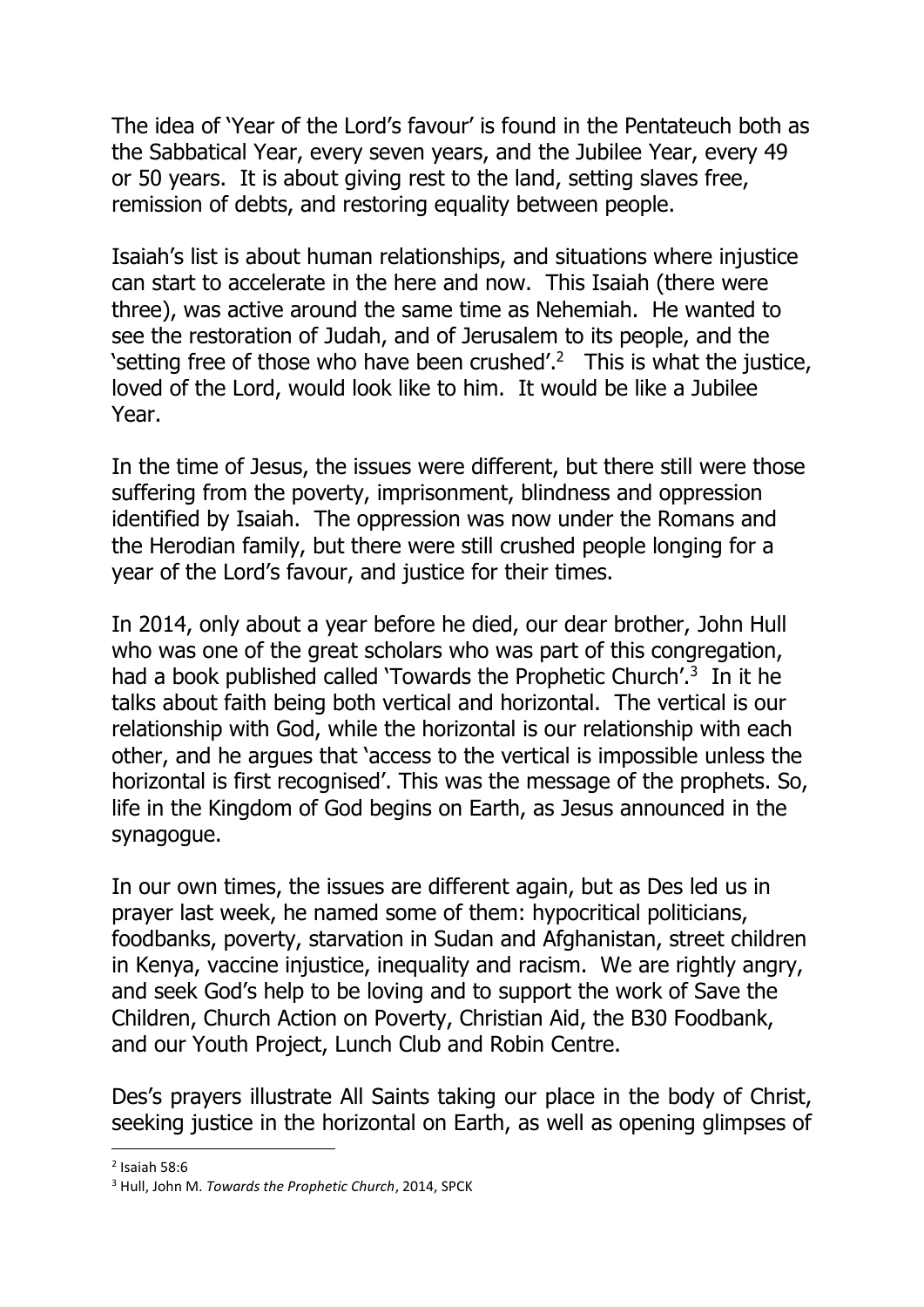The idea of 'Year of the Lord's favour' is found in the Pentateuch both as the Sabbatical Year, every seven years, and the Jubilee Year, every 49 or 50 years. It is about giving rest to the land, setting slaves free, remission of debts, and restoring equality between people.

Isaiah's list is about human relationships, and situations where injustice can start to accelerate in the here and now. This Isaiah (there were three), was active around the same time as Nehemiah. He wanted to see the restoration of Judah, and of Jerusalem to its people, and the 'setting free of those who have been crushed'.[2] This is what the justice, loved of the Lord, would look like to him. It would be like a Jubilee Year.

In the time of Jesus, the issues were different, but there still were those suffering from the poverty, imprisonment, blindness and oppression identified by Isaiah. The oppression was now under the Romans and the Herodian family, but there were still crushed people longing for a year of the Lord's favour, and justice for their times.

In 2014, only about a year before he died, our dear brother, John Hull who was one of the great scholars who was part of this congregation, had a book published called 'Towards the Prophetic Church'.[3] In it he talks about faith being both vertical and horizontal. The vertical is our relationship with God, while the horizontal is our relationship with each other, and he argues that 'access to the vertical is impossible unless the horizontal is first recognised'. This was the message of the prophets. So, life in the Kingdom of God begins on Earth, as Jesus announced in the synagogue.

In our own times, the issues are different again, but as Des led us in prayer last week, he named some of them: hypocritical politicians, foodbanks, poverty, starvation in Sudan and Afghanistan, street children in Kenya, vaccine injustice, inequality and racism. We are rightly angry, and seek God's help to be loving and to support the work of Save the Children, Church Action on Poverty, Christian Aid, the B30 Foodbank, and our Youth Project, Lunch Club and Robin Centre.

Des's prayers illustrate All Saints taking our place in the body of Christ, seeking justice in the horizontal on Earth, as well as opening glimpses of

---

[2] Isaiah 58:6

[3] Hull, John M. *Towards the Prophetic Church*, 2014, SPCK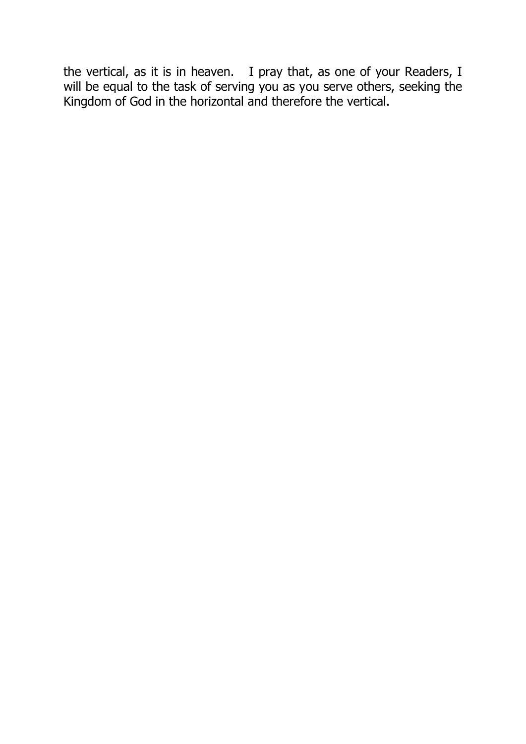the vertical, as it is in heaven. I pray that, as one of your Readers, I will be equal to the task of serving you as you serve others, seeking the Kingdom of God in the horizontal and therefore the vertical.